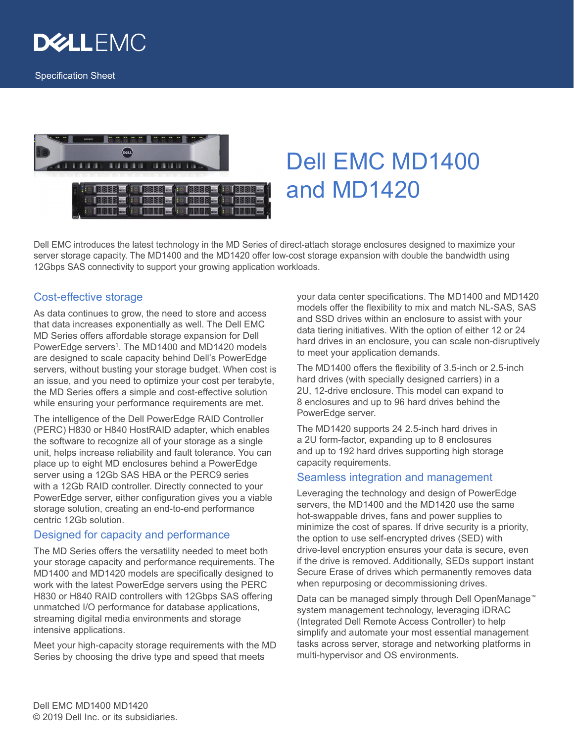DELL EMC

Specification Sheet

# Dell EMC MD1400 and MD1420

Dell EMC introduces the latest technology in the MD Series of direct-attach storage enclosures designed to maximize your server storage capacity. The MD1400 and the MD1420 offer low-cost storage expansion with double the bandwidth using 12Gbps SAS connectivity to support your growing application workloads.

## Cost-effective storage

As data continues to grow, the need to store and access that data increases exponentially as well. The Dell EMC MD Series offers affordable storage expansion for Dell PowerEdge servers[1]. The MD1400 and MD1420 models are designed to scale capacity behind Dell's PowerEdge servers, without busting your storage budget. When cost is an issue, and you need to optimize your cost per terabyte, the MD Series offers a simple and cost-effective solution while ensuring your performance requirements are met.

The intelligence of the Dell PowerEdge RAID Controller (PERC) H830 or H840 HostRAID adapter, which enables the software to recognize all of your storage as a single unit, helps increase reliability and fault tolerance. You can place up to eight MD enclosures behind a PowerEdge server using a 12Gb SAS HBA or the PERC9 series with a 12Gb RAID controller. Directly connected to your PowerEdge server, either configuration gives you a viable storage solution, creating an end-to-end performance centric 12Gb solution.

## Designed for capacity and performance

The MD Series offers the versatility needed to meet both your storage capacity and performance requirements. The MD1400 and MD1420 models are specifically designed to work with the latest PowerEdge servers using the PERC H830 or H840 RAID controllers with 12Gbps SAS offering unmatched I/O performance for database applications, streaming digital media environments and storage intensive applications.

Meet your high-capacity storage requirements with the MD Series by choosing the drive type and speed that meets your data center specifications. The MD1400 and MD1420 models offer the flexibility to mix and match NL-SAS, SAS and SSD drives within an enclosure to assist with your data tiering initiatives. With the option of either 12 or 24 hard drives in an enclosure, you can scale non-disruptively to meet your application demands.

The MD1400 offers the flexibility of 3.5-inch or 2.5-inch hard drives (with specially designed carriers) in a 2U, 12-drive enclosure. This model can expand to 8 enclosures and up to 96 hard drives behind the PowerEdge server.

The MD1420 supports 24 2.5-inch hard drives in a 2U form-factor, expanding up to 8 enclosures and up to 192 hard drives supporting high storage capacity requirements.

## Seamless integration and management

Leveraging the technology and design of PowerEdge servers, the MD1400 and the MD1420 use the same hot-swappable drives, fans and power supplies to minimize the cost of spares. If drive security is a priority, the option to use self-encrypted drives (SED) with drive-level encryption ensures your data is secure, even if the drive is removed. Additionally, SEDs support instant Secure Erase of drives which permanently removes data when repurposing or decommissioning drives.

Data can be managed simply through Dell OpenManage™ system management technology, leveraging iDRAC (Integrated Dell Remote Access Controller) to help simplify and automate your most essential management tasks across server, storage and networking platforms in multi-hypervisor and OS environments.

Dell EMC MD1400 MD1420
© 2019 Dell Inc. or its subsidiaries.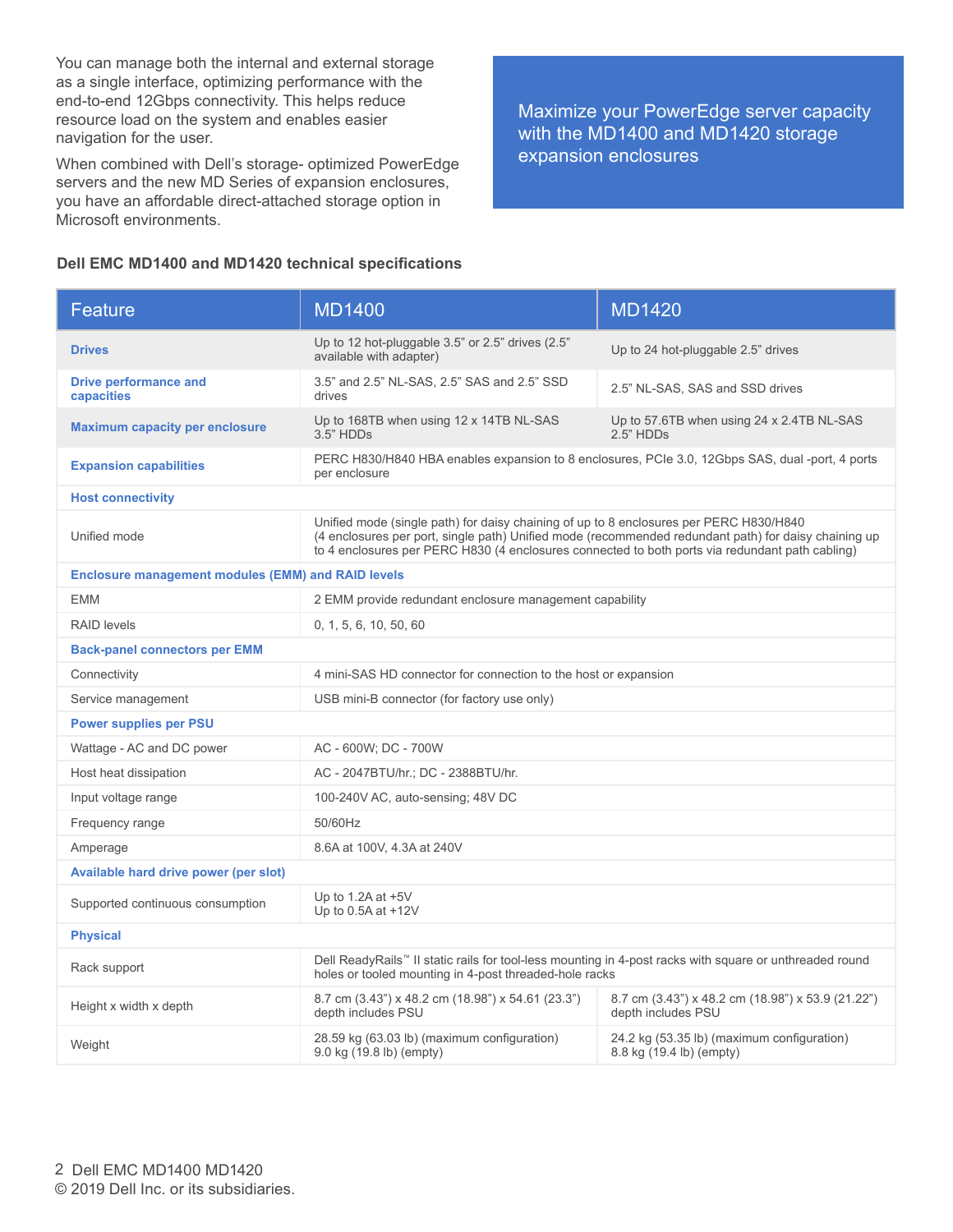You can manage both the internal and external storage as a single interface, optimizing performance with the end-to-end 12Gbps connectivity. This helps reduce resource load on the system and enables easier navigation for the user.

When combined with Dell's storage- optimized PowerEdge servers and the new MD Series of expansion enclosures, you have an affordable direct-attached storage option in Microsoft environments.

Maximize your PowerEdge server capacity with the MD1400 and MD1420 storage expansion enclosures

### Dell EMC MD1400 and MD1420 technical specifications

| Feature | MD1400 | MD1420 |
|---|---|---|
| **Drives** | Up to 12 hot-pluggable 3.5" or 2.5" drives (2.5" available with adapter) | Up to 24 hot-pluggable 2.5" drives |
| **Drive performance and capacities** | 3.5" and 2.5" NL-SAS, 2.5" SAS and 2.5" SSD drives | 2.5" NL-SAS, SAS and SSD drives |
| **Maximum capacity per enclosure** | Up to 168TB when using 12 x 14TB NL-SAS 3.5" HDDs | Up to 57.6TB when using 24 x 2.4TB NL-SAS 2.5" HDDs |
| **Expansion capabilities** | PERC H830/H840 HBA enables expansion to 8 enclosures, PCIe 3.0, 12Gbps SAS, dual -port, 4 ports per enclosure | |
| **Host connectivity** | | |
| Unified mode | Unified mode (single path) for daisy chaining of up to 8 enclosures per PERC H830/H840 (4 enclosures per port, single path) Unified mode (recommended redundant path) for daisy chaining up to 4 enclosures per PERC H830 (4 enclosures connected to both ports via redundant path cabling) | |
| **Enclosure management modules (EMM) and RAID levels** | | |
| EMM | 2 EMM provide redundant enclosure management capability | |
| RAID levels | 0, 1, 5, 6, 10, 50, 60 | |
| **Back-panel connectors per EMM** | | |
| Connectivity | 4 mini-SAS HD connector for connection to the host or expansion | |
| Service management | USB mini-B connector (for factory use only) | |
| **Power supplies per PSU** | | |
| Wattage - AC and DC power | AC - 600W; DC - 700W | |
| Host heat dissipation | AC - 2047BTU/hr.; DC - 2388BTU/hr. | |
| Input voltage range | 100-240V AC, auto-sensing; 48V DC | |
| Frequency range | 50/60Hz | |
| Amperage | 8.6A at 100V, 4.3A at 240V | |
| **Available hard drive power (per slot)** | | |
| Supported continuous consumption | Up to 1.2A at +5V<br>Up to 0.5A at +12V | |
| **Physical** | | |
| Rack support | Dell ReadyRails™ II static rails for tool-less mounting in 4-post racks with square or unthreaded round holes or tooled mounting in 4-post threaded-hole racks | |
| Height x width x depth | 8.7 cm (3.43") x 48.2 cm (18.98") x 54.61 (23.3") depth includes PSU | 8.7 cm (3.43") x 48.2 cm (18.98") x 53.9 (21.22") depth includes PSU |
| Weight | 28.59 kg (63.03 lb) (maximum configuration)<br>9.0 kg (19.8 lb) (empty) | 24.2 kg (53.35 lb) (maximum configuration)<br>8.8 kg (19.4 lb) (empty) |

© 2019 Dell Inc. or its subsidiaries.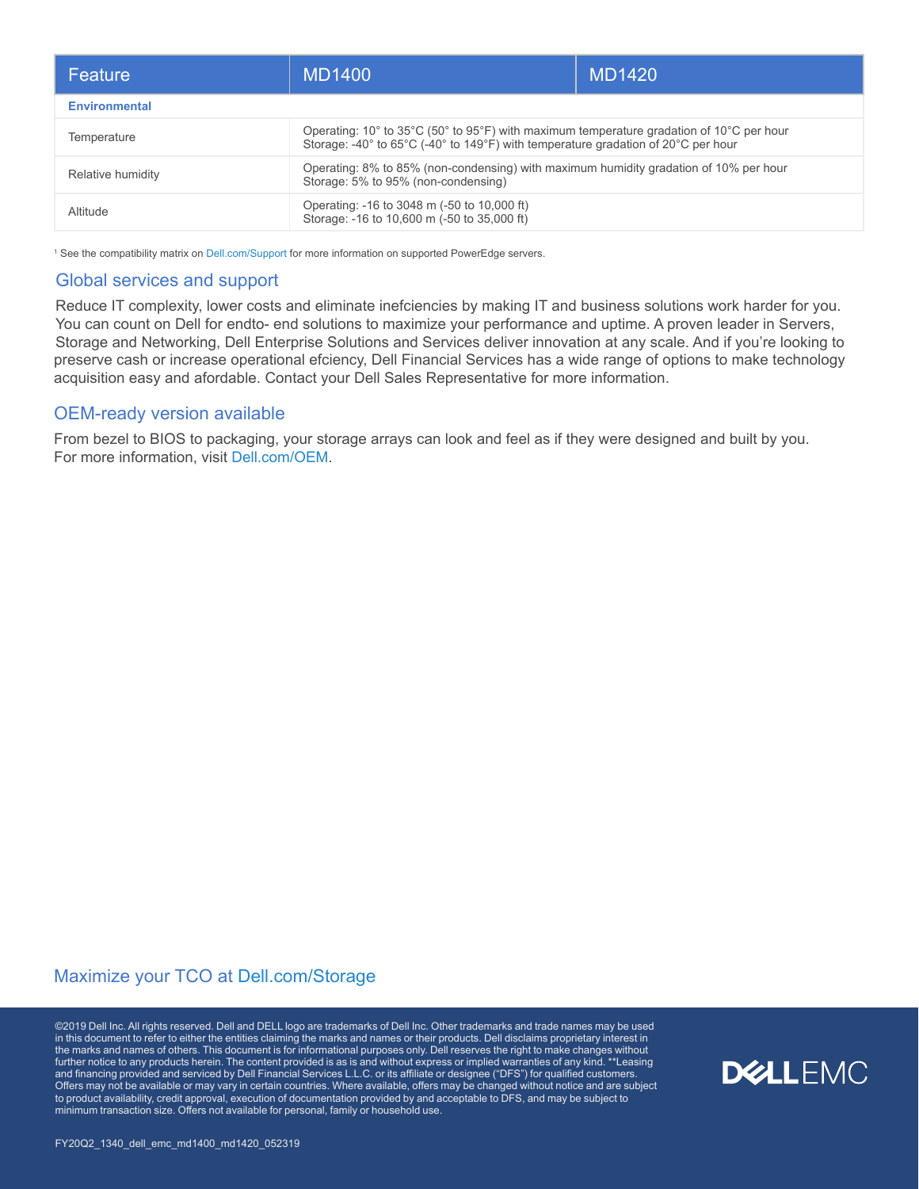| Feature | MD1400 | MD1420 |
|---|---|---|
| **Environmental** | | |
| Temperature | Operating: 10° to 35°C (50° to 95°F) with maximum temperature gradation of 10°C per hour<br>Storage: -40° to 65°C (-40° to 149°F) with temperature gradation of 20°C per hour | |
| Relative humidity | Operating: 8% to 85% (non-condensing) with maximum humidity gradation of 10% per hour<br>Storage: 5% to 95% (non-condensing) | |
| Altitude | Operating: -16 to 3048 m (-50 to 10,000 ft)<br>Storage: -16 to 10,600 m (-50 to 35,000 ft) | |

[1] See the compatibility matrix on Dell.com/Support for more information on supported PowerEdge servers.

## Global services and support

Reduce IT complexity, lower costs and eliminate inefciencies by making IT and business solutions work harder for you. You can count on Dell for endto- end solutions to maximize your performance and uptime. A proven leader in Servers, Storage and Networking, Dell Enterprise Solutions and Services deliver innovation at any scale. And if you're looking to preserve cash or increase operational efciency, Dell Financial Services has a wide range of options to make technology acquisition easy and afordable. Contact your Dell Sales Representative for more information.

## OEM-ready version available

From bezel to BIOS to packaging, your storage arrays can look and feel as if they were designed and built by you. For more information, visit Dell.com/OEM.

## Maximize your TCO at Dell.com/Storage

©2019 Dell Inc. All rights reserved. Dell and DELL logo are trademarks of Dell Inc. Other trademarks and trade names may be used in this document to refer to either the entities claiming the marks and names or their products. Dell disclaims proprietary interest in the marks and names of others. This document is for informational purposes only. Dell reserves the right to make changes without further notice to any products herein. The content provided is as is and without express or implied warranties of any kind. **Leasing and financing provided and serviced by Dell Financial Services L.L.C. or its affiliate or designee ("DFS") for qualified customers. Offers may not be available or may vary in certain countries. Where available, offers may be changed without notice and are subject to product availability, credit approval, execution of documentation provided by and acceptable to DFS, and may be subject to minimum transaction size. Offers not available for personal, family or household use.

DELL EMC

FY20Q2_1340_dell_emc_md1400_md1420_052319